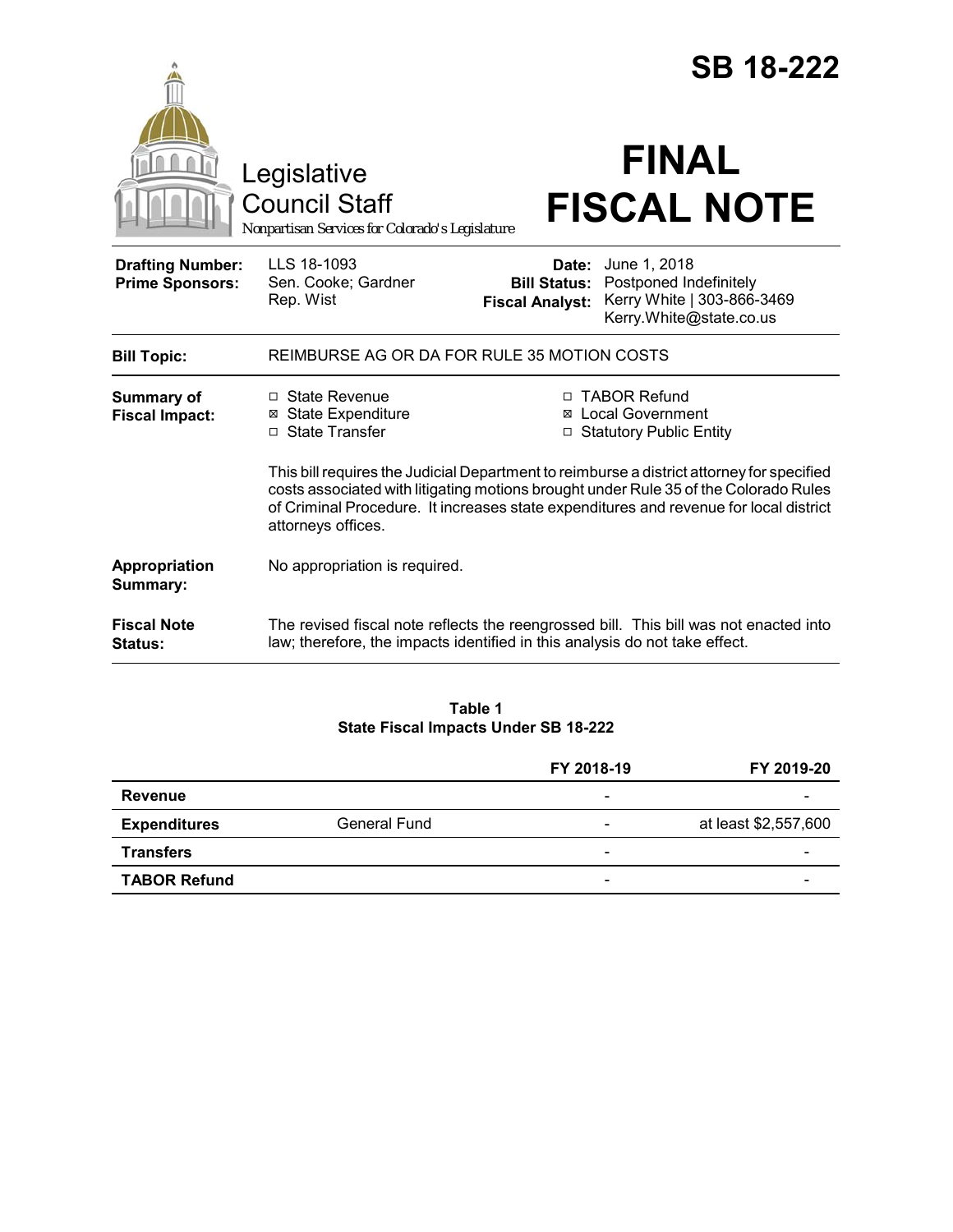# SB 18-222

Legislative Council Staff

*Nonpartisan Services for Colorado's Legislature*

# FINAL FISCAL NOTE

| | | | |
|---|---|---|---|
| **Drafting Number:** | LLS 18-1093 | **Date:** | June 1, 2018 |
| **Prime Sponsors:** | Sen. Cooke; Gardner<br>Rep. Wist | **Bill Status:** | Postponed Indefinitely |
| | | **Fiscal Analyst:** | Kerry White \| 303-866-3469<br>Kerry.White@state.co.us |

| | |
|---|---|
| **Bill Topic:** | REIMBURSE AG OR DA FOR RULE 35 MOTION COSTS |

**Summary of Fiscal Impact:**

- ☐ State Revenue
- ☒ State Expenditure
- ☐ State Transfer
- ☐ TABOR Refund
- ☒ Local Government
- ☐ Statutory Public Entity

This bill requires the Judicial Department to reimburse a district attorney for specified costs associated with litigating motions brought under Rule 35 of the Colorado Rules of Criminal Procedure. It increases state expenditures and revenue for local district attorneys offices.

**Appropriation Summary:** No appropriation is required.

**Fiscal Note Status:** The revised fiscal note reflects the reengrossed bill. This bill was not enacted into law; therefore, the impacts identified in this analysis do not take effect.

**Table 1**
**State Fiscal Impacts Under SB 18-222**

| | | FY 2018-19 | FY 2019-20 |
|---|---|---|---|
| **Revenue** | | - | - |
| **Expenditures** | General Fund | - | at least $2,557,600 |
| **Transfers** | | - | - |
| **TABOR Refund** | | - | - |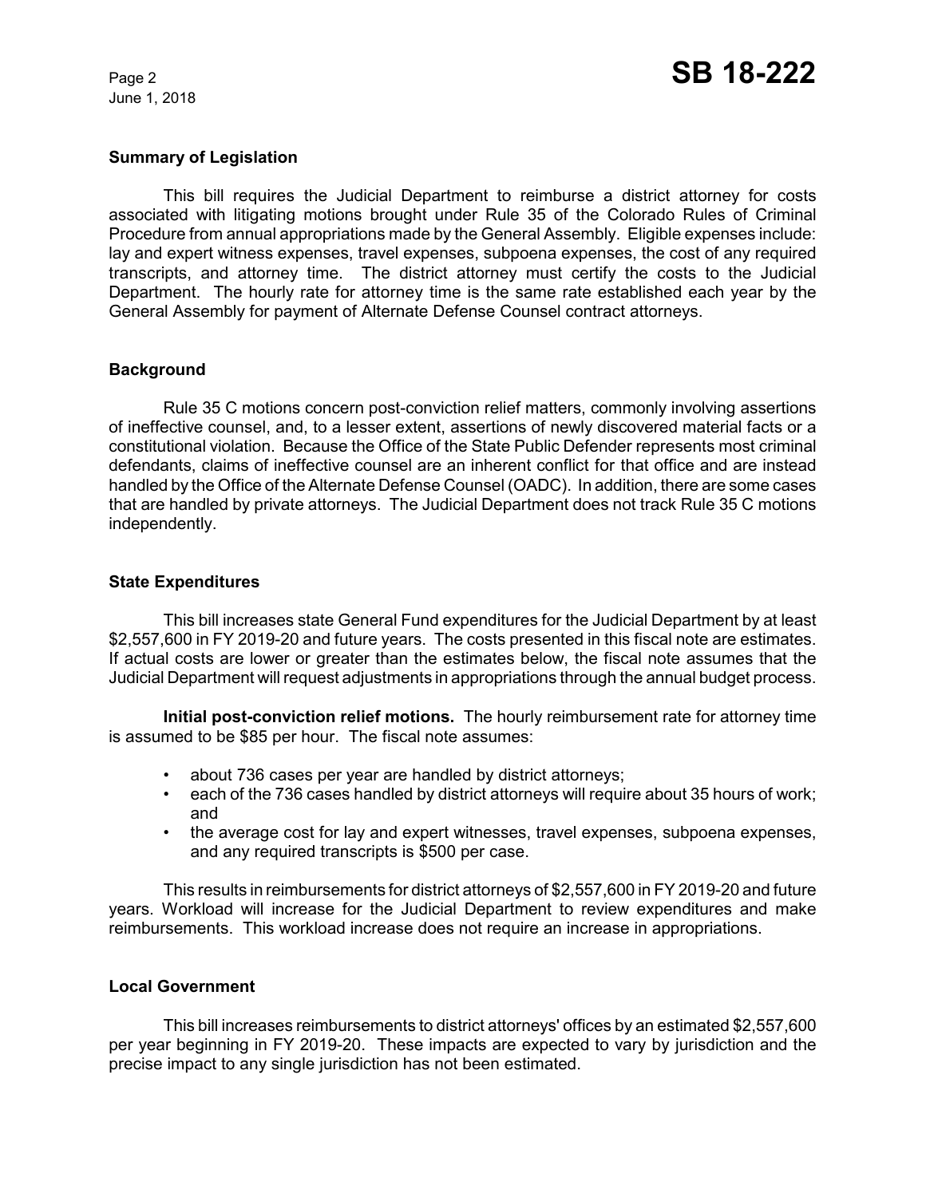## Summary of Legislation

This bill requires the Judicial Department to reimburse a district attorney for costs associated with litigating motions brought under Rule 35 of the Colorado Rules of Criminal Procedure from annual appropriations made by the General Assembly. Eligible expenses include: lay and expert witness expenses, travel expenses, subpoena expenses, the cost of any required transcripts, and attorney time. The district attorney must certify the costs to the Judicial Department. The hourly rate for attorney time is the same rate established each year by the General Assembly for payment of Alternate Defense Counsel contract attorneys.

## Background

Rule 35 C motions concern post-conviction relief matters, commonly involving assertions of ineffective counsel, and, to a lesser extent, assertions of newly discovered material facts or a constitutional violation. Because the Office of the State Public Defender represents most criminal defendants, claims of ineffective counsel are an inherent conflict for that office and are instead handled by the Office of the Alternate Defense Counsel (OADC). In addition, there are some cases that are handled by private attorneys. The Judicial Department does not track Rule 35 C motions independently.

## State Expenditures

This bill increases state General Fund expenditures for the Judicial Department by at least $2,557,600 in FY 2019-20 and future years. The costs presented in this fiscal note are estimates. If actual costs are lower or greater than the estimates below, the fiscal note assumes that the Judicial Department will request adjustments in appropriations through the annual budget process.

**Initial post-conviction relief motions.** The hourly reimbursement rate for attorney time is assumed to be $85 per hour. The fiscal note assumes:

- about 736 cases per year are handled by district attorneys;
- each of the 736 cases handled by district attorneys will require about 35 hours of work; and
- the average cost for lay and expert witnesses, travel expenses, subpoena expenses, and any required transcripts is $500 per case.

This results in reimbursements for district attorneys of $2,557,600 in FY 2019-20 and future years. Workload will increase for the Judicial Department to review expenditures and make reimbursements. This workload increase does not require an increase in appropriations.

## Local Government

This bill increases reimbursements to district attorneys' offices by an estimated $2,557,600 per year beginning in FY 2019-20. These impacts are expected to vary by jurisdiction and the precise impact to any single jurisdiction has not been estimated.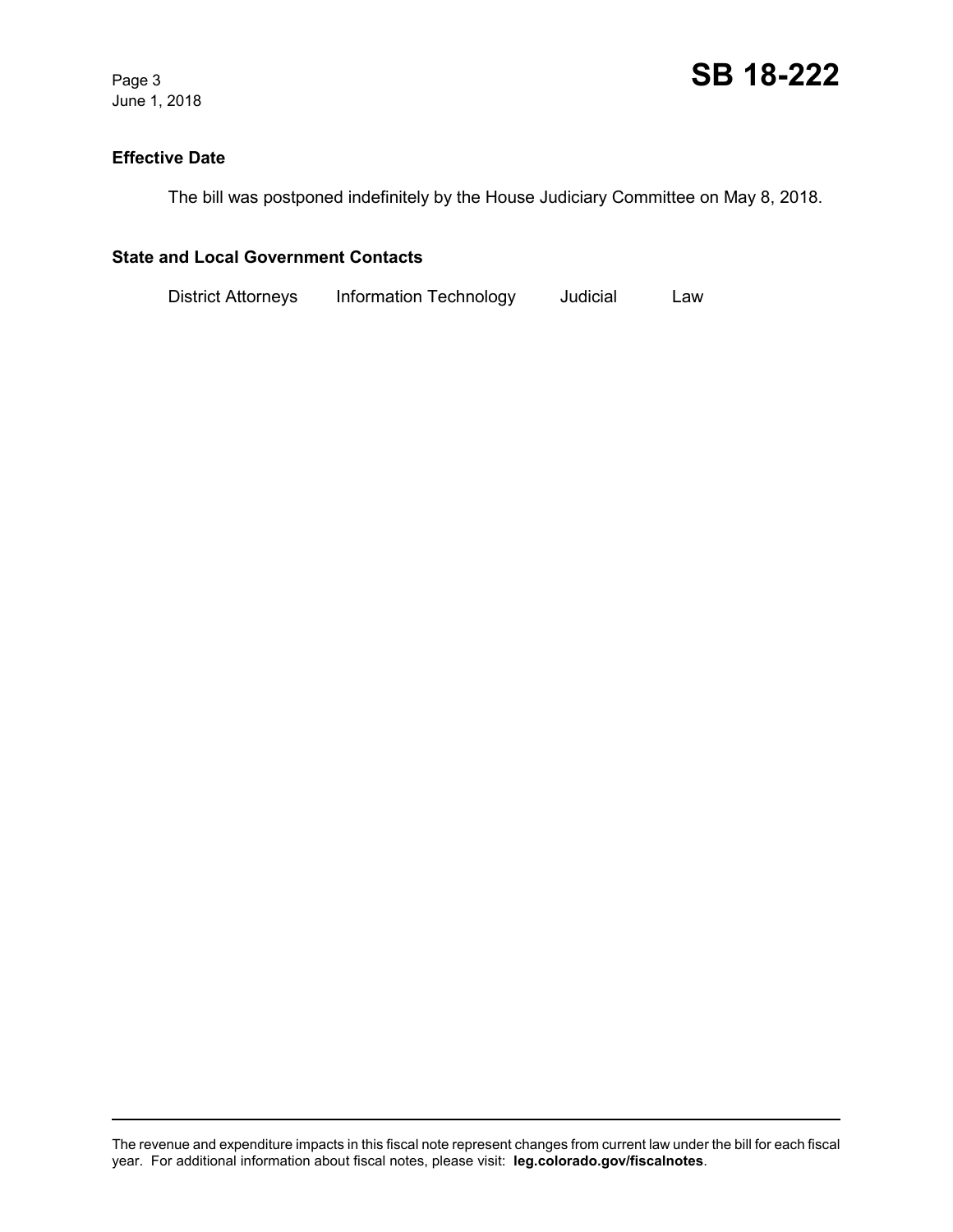### Effective Date

The bill was postponed indefinitely by the House Judiciary Committee on May 8, 2018.

### State and Local Government Contacts

District Attorneys   Information Technology   Judicial   Law

The revenue and expenditure impacts in this fiscal note represent changes from current law under the bill for each fiscal year. For additional information about fiscal notes, please visit: **leg.colorado.gov/fiscalnotes**.